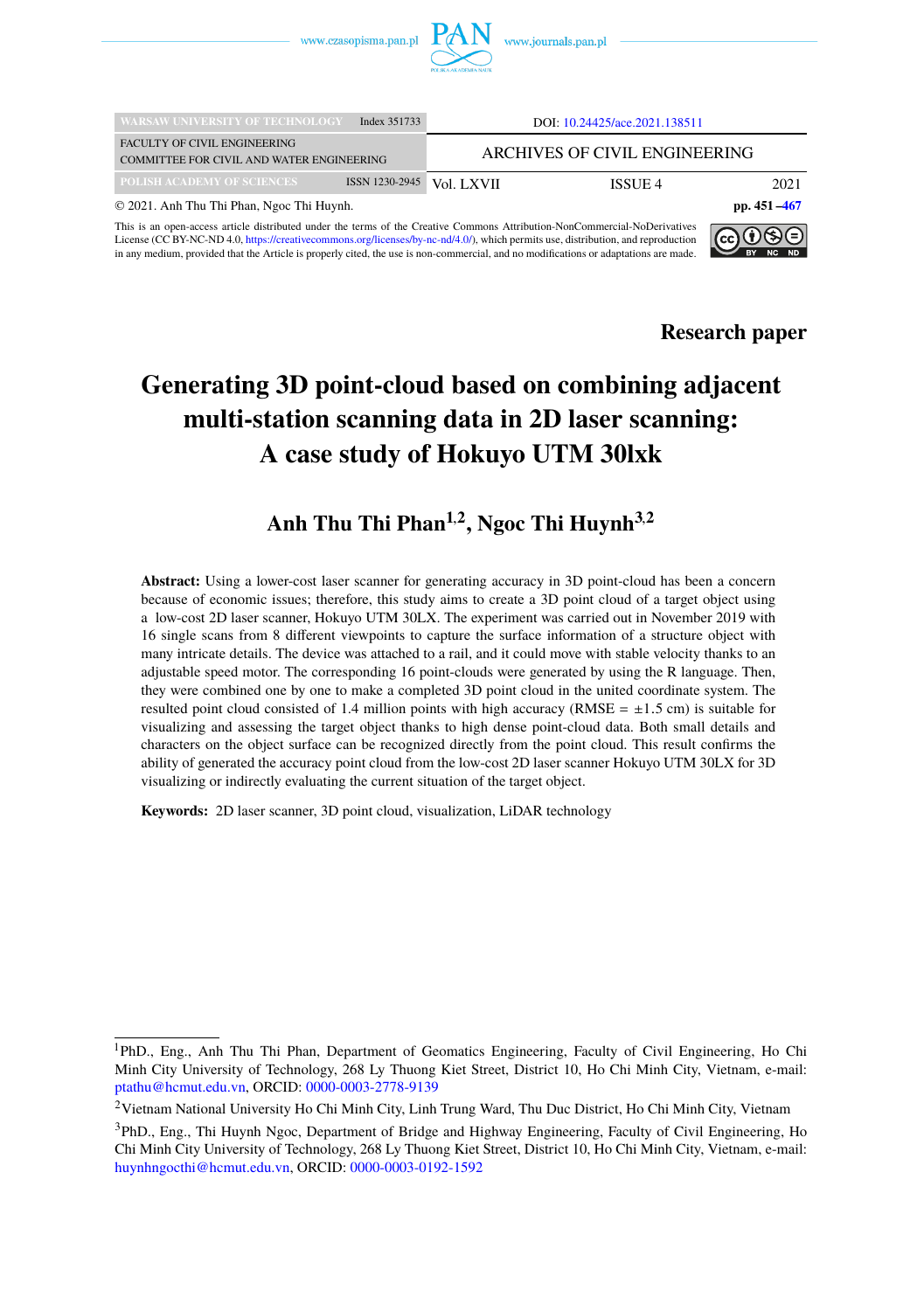DOI: 10.24425/ace.2021.138511

WARSAW UNIVERSITY OF TECHNOLOGY Index 351733

FACULTY OF CIVIL ENGINEERING
COMMITTEE FOR CIVIL AND WATER ENGINEERING

ARCHIVES OF CIVIL ENGINEERING

POLISH ACADEMY OF SCIENCES ISSN 1230-2945 Vol. LXVII ISSUE 4 2021

© 2021. Anh Thu Thi Phan, Ngoc Thi Huynh. pp. 451–467

This is an open-access article distributed under the terms of the Creative Commons Attribution-NonCommercial-NoDerivatives License (CC BY-NC-ND 4.0, https://creativecommons.org/licenses/by-nc-nd/4.0/), which permits use, distribution, and reproduction in any medium, provided that the Article is properly cited, the use is non-commercial, and no modifications or adaptations are made.

**Research paper**

# Generating 3D point-cloud based on combining adjacent multi-station scanning data in 2D laser scanning: A case study of Hokuyo UTM 30lxk

## Anh Thu Thi Phan[1,2], Ngoc Thi Huynh[3,2]

**Abstract:** Using a lower-cost laser scanner for generating accuracy in 3D point-cloud has been a concern because of economic issues; therefore, this study aims to create a 3D point cloud of a target object using a low-cost 2D laser scanner, Hokuyo UTM 30LX. The experiment was carried out in November 2019 with 16 single scans from 8 different viewpoints to capture the surface information of a structure object with many intricate details. The device was attached to a rail, and it could move with stable velocity thanks to an adjustable speed motor. The corresponding 16 point-clouds were generated by using the R language. Then, they were combined one by one to make a completed 3D point cloud in the united coordinate system. The resulted point cloud consisted of 1.4 million points with high accuracy (RMSE = ±1.5 cm) is suitable for visualizing and assessing the target object thanks to high dense point-cloud data. Both small details and characters on the object surface can be recognized directly from the point cloud. This result confirms the ability of generated the accuracy point cloud from the low-cost 2D laser scanner Hokuyo UTM 30LX for 3D visualizing or indirectly evaluating the current situation of the target object.

**Keywords:** 2D laser scanner, 3D point cloud, visualization, LiDAR technology

---

[1]PhD., Eng., Anh Thu Thi Phan, Department of Geomatics Engineering, Faculty of Civil Engineering, Ho Chi Minh City University of Technology, 268 Ly Thuong Kiet Street, District 10, Ho Chi Minh City, Vietnam, e-mail: ptathu@hcmut.edu.vn, ORCID: 0000-0003-2778-9139

[2]Vietnam National University Ho Chi Minh City, Linh Trung Ward, Thu Duc District, Ho Chi Minh City, Vietnam

[3]PhD., Eng., Thi Huynh Ngoc, Department of Bridge and Highway Engineering, Faculty of Civil Engineering, Ho Chi Minh City University of Technology, 268 Ly Thuong Kiet Street, District 10, Ho Chi Minh City, Vietnam, e-mail: huynhngocthi@hcmut.edu.vn, ORCID: 0000-0003-0192-1592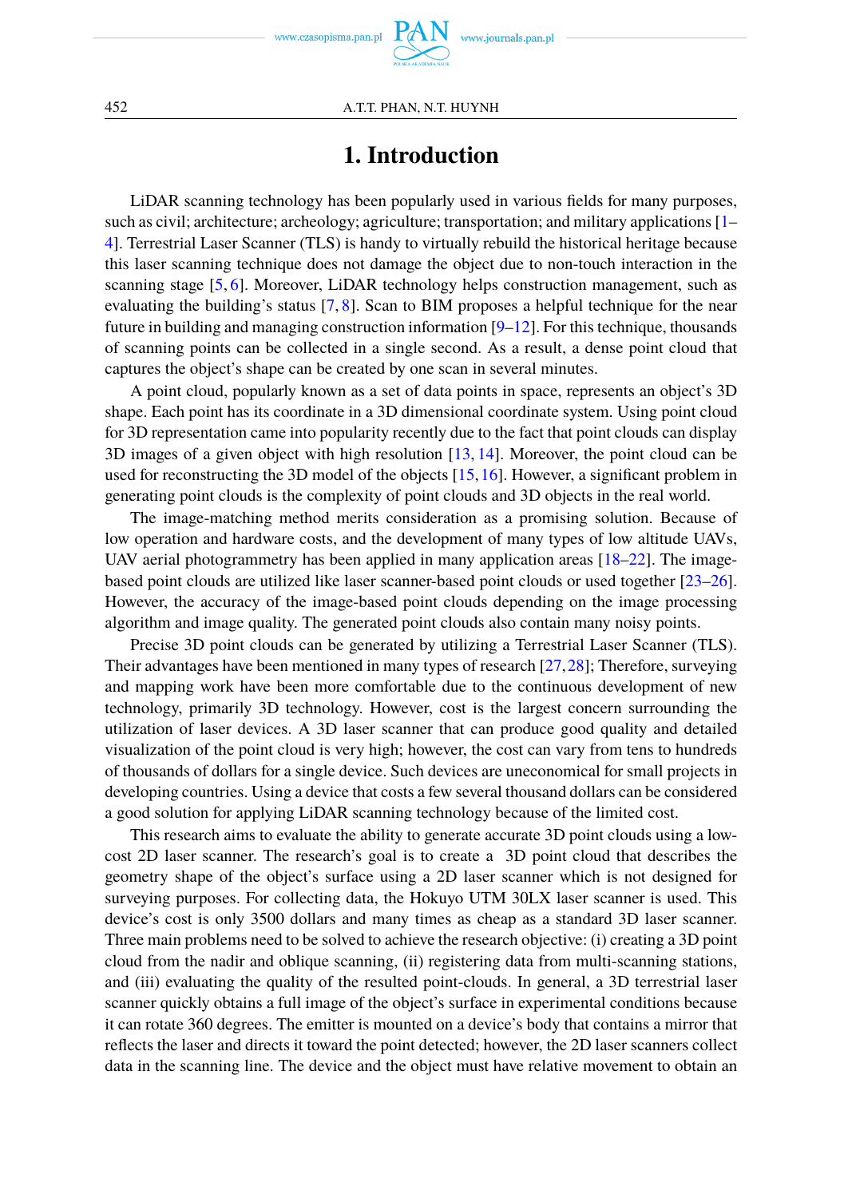# 1. Introduction

LiDAR scanning technology has been popularly used in various fields for many purposes, such as civil; architecture; archeology; agriculture; transportation; and military applications [1–4]. Terrestrial Laser Scanner (TLS) is handy to virtually rebuild the historical heritage because this laser scanning technique does not damage the object due to non-touch interaction in the scanning stage [5, 6]. Moreover, LiDAR technology helps construction management, such as evaluating the building's status [7, 8]. Scan to BIM proposes a helpful technique for the near future in building and managing construction information [9–12]. For this technique, thousands of scanning points can be collected in a single second. As a result, a dense point cloud that captures the object's shape can be created by one scan in several minutes.

A point cloud, popularly known as a set of data points in space, represents an object's 3D shape. Each point has its coordinate in a 3D dimensional coordinate system. Using point cloud for 3D representation came into popularity recently due to the fact that point clouds can display 3D images of a given object with high resolution [13, 14]. Moreover, the point cloud can be used for reconstructing the 3D model of the objects [15, 16]. However, a significant problem in generating point clouds is the complexity of point clouds and 3D objects in the real world.

The image-matching method merits consideration as a promising solution. Because of low operation and hardware costs, and the development of many types of low altitude UAVs, UAV aerial photogrammetry has been applied in many application areas [18–22]. The image-based point clouds are utilized like laser scanner-based point clouds or used together [23–26]. However, the accuracy of the image-based point clouds depending on the image processing algorithm and image quality. The generated point clouds also contain many noisy points.

Precise 3D point clouds can be generated by utilizing a Terrestrial Laser Scanner (TLS). Their advantages have been mentioned in many types of research [27, 28]; Therefore, surveying and mapping work have been more comfortable due to the continuous development of new technology, primarily 3D technology. However, cost is the largest concern surrounding the utilization of laser devices. A 3D laser scanner that can produce good quality and detailed visualization of the point cloud is very high; however, the cost can vary from tens to hundreds of thousands of dollars for a single device. Such devices are uneconomical for small projects in developing countries. Using a device that costs a few several thousand dollars can be considered a good solution for applying LiDAR scanning technology because of the limited cost.

This research aims to evaluate the ability to generate accurate 3D point clouds using a low-cost 2D laser scanner. The research's goal is to create a 3D point cloud that describes the geometry shape of the object's surface using a 2D laser scanner which is not designed for surveying purposes. For collecting data, the Hokuyo UTM 30LX laser scanner is used. This device's cost is only 3500 dollars and many times as cheap as a standard 3D laser scanner. Three main problems need to be solved to achieve the research objective: (i) creating a 3D point cloud from the nadir and oblique scanning, (ii) registering data from multi-scanning stations, and (iii) evaluating the quality of the resulted point-clouds. In general, a 3D terrestrial laser scanner quickly obtains a full image of the object's surface in experimental conditions because it can rotate 360 degrees. The emitter is mounted on a device's body that contains a mirror that reflects the laser and directs it toward the point detected; however, the 2D laser scanners collect data in the scanning line. The device and the object must have relative movement to obtain an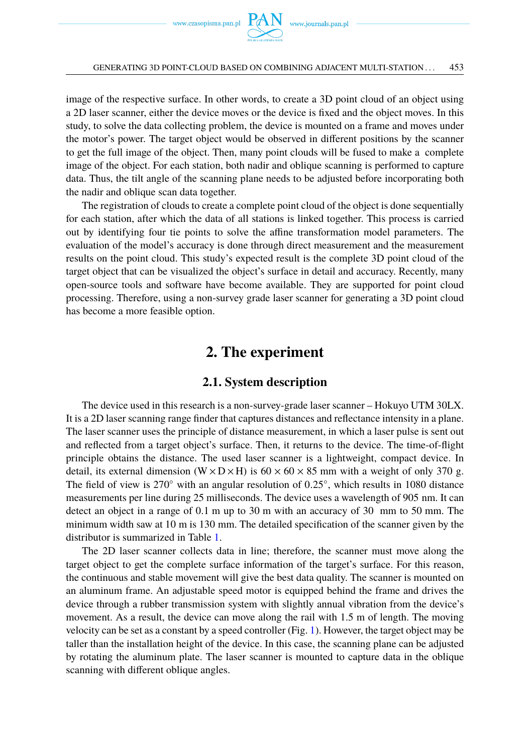image of the respective surface. In other words, to create a 3D point cloud of an object using a 2D laser scanner, either the device moves or the device is fixed and the object moves. In this study, to solve the data collecting problem, the device is mounted on a frame and moves under the motor's power. The target object would be observed in different positions by the scanner to get the full image of the object. Then, many point clouds will be fused to make a complete image of the object. For each station, both nadir and oblique scanning is performed to capture data. Thus, the tilt angle of the scanning plane needs to be adjusted before incorporating both the nadir and oblique scan data together.

The registration of clouds to create a complete point cloud of the object is done sequentially for each station, after which the data of all stations is linked together. This process is carried out by identifying four tie points to solve the affine transformation model parameters. The evaluation of the model's accuracy is done through direct measurement and the measurement results on the point cloud. This study's expected result is the complete 3D point cloud of the target object that can be visualized the object's surface in detail and accuracy. Recently, many open-source tools and software have become available. They are supported for point cloud processing. Therefore, using a non-survey grade laser scanner for generating a 3D point cloud has become a more feasible option.

# 2. The experiment

## 2.1. System description

The device used in this research is a non-survey-grade laser scanner – Hokuyo UTM 30LX. It is a 2D laser scanning range finder that captures distances and reflectance intensity in a plane. The laser scanner uses the principle of distance measurement, in which a laser pulse is sent out and reflected from a target object's surface. Then, it returns to the device. The time-of-flight principle obtains the distance. The used laser scanner is a lightweight, compact device. In detail, its external dimension ($W \times D \times H$) is $60 \times 60 \times 85$ mm with a weight of only 370 g. The field of view is $270^\circ$ with an angular resolution of $0.25^\circ$, which results in 1080 distance measurements per line during 25 milliseconds. The device uses a wavelength of 905 nm. It can detect an object in a range of 0.1 m up to 30 m with an accuracy of 30 mm to 50 mm. The minimum width saw at 10 m is 130 mm. The detailed specification of the scanner given by the distributor is summarized in Table 1.

The 2D laser scanner collects data in line; therefore, the scanner must move along the target object to get the complete surface information of the target's surface. For this reason, the continuous and stable movement will give the best data quality. The scanner is mounted on an aluminum frame. An adjustable speed motor is equipped behind the frame and drives the device through a rubber transmission system with slightly annual vibration from the device's movement. As a result, the device can move along the rail with 1.5 m of length. The moving velocity can be set as a constant by a speed controller (Fig. 1). However, the target object may be taller than the installation height of the device. In this case, the scanning plane can be adjusted by rotating the aluminum plate. The laser scanner is mounted to capture data in the oblique scanning with different oblique angles.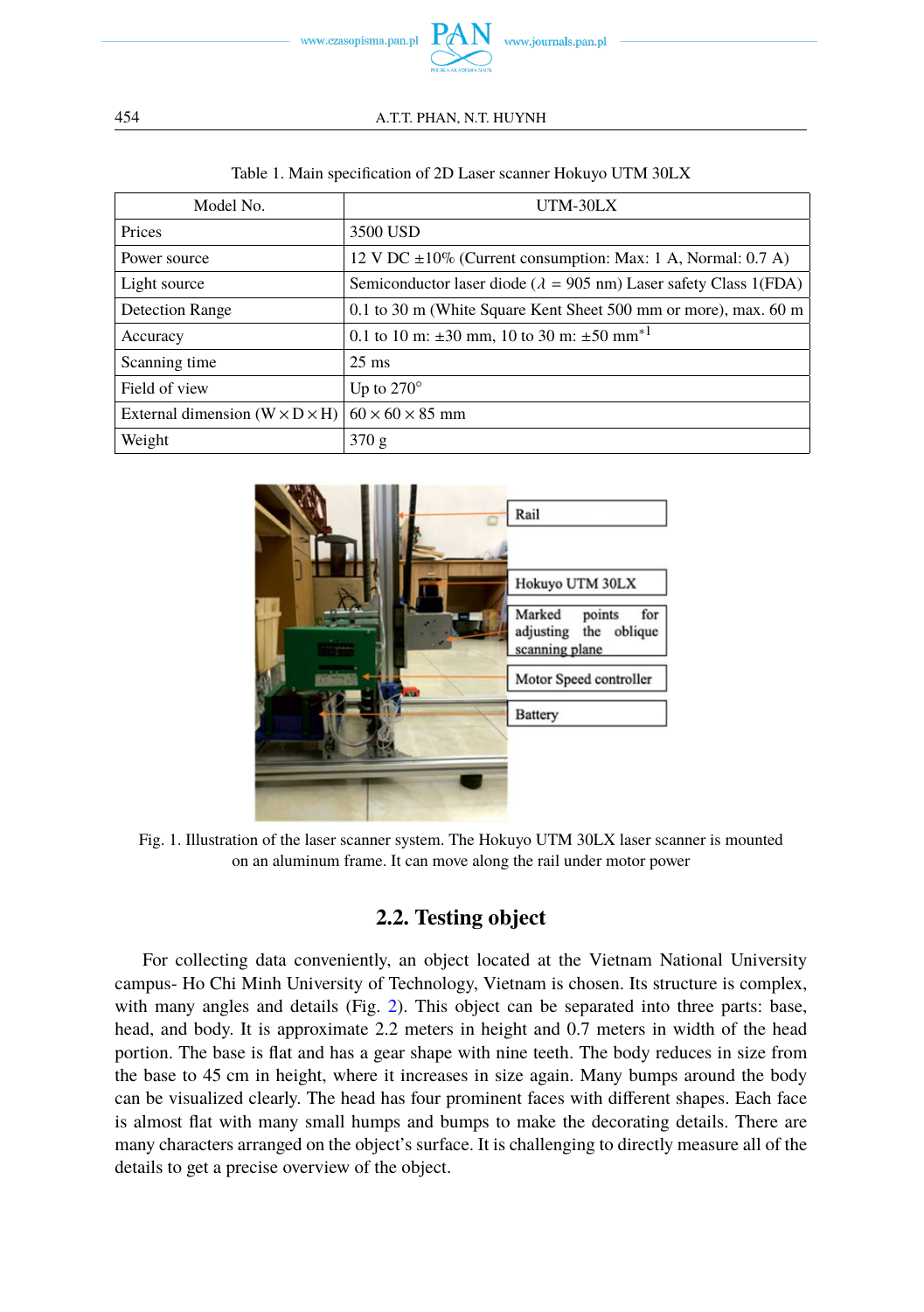Table 1. Main specification of 2D Laser scanner Hokuyo UTM 30LX

| Model No. | UTM-30LX |
|---|---|
| Prices | 3500 USD |
| Power source | 12 V DC ±10% (Current consumption: Max: 1 A, Normal: 0.7 A) |
| Light source | Semiconductor laser diode ($\lambda$ = 905 nm) Laser safety Class 1(FDA) |
| Detection Range | 0.1 to 30 m (White Square Kent Sheet 500 mm or more), max. 60 m |
| Accuracy | 0.1 to 10 m: ±30 mm, 10 to 30 m: ±50 mm*1 |
| Scanning time | 25 ms |
| Field of view | Up to 270° |
| External dimension (W × D × H) | 60 × 60 × 85 mm |
| Weight | 370 g |

Rail

Hokuyo UTM 30LX

Marked points for adjusting the oblique scanning plane

Motor Speed controller

Battery

Fig. 1. Illustration of the laser scanner system. The Hokuyo UTM 30LX laser scanner is mounted on an aluminum frame. It can move along the rail under motor power

## 2.2. Testing object

For collecting data conveniently, an object located at the Vietnam National University campus- Ho Chi Minh University of Technology, Vietnam is chosen. Its structure is complex, with many angles and details (Fig. 2). This object can be separated into three parts: base, head, and body. It is approximate 2.2 meters in height and 0.7 meters in width of the head portion. The base is flat and has a gear shape with nine teeth. The body reduces in size from the base to 45 cm in height, where it increases in size again. Many bumps around the body can be visualized clearly. The head has four prominent faces with different shapes. Each face is almost flat with many small humps and bumps to make the decorating details. There are many characters arranged on the object's surface. It is challenging to directly measure all of the details to get a precise overview of the object.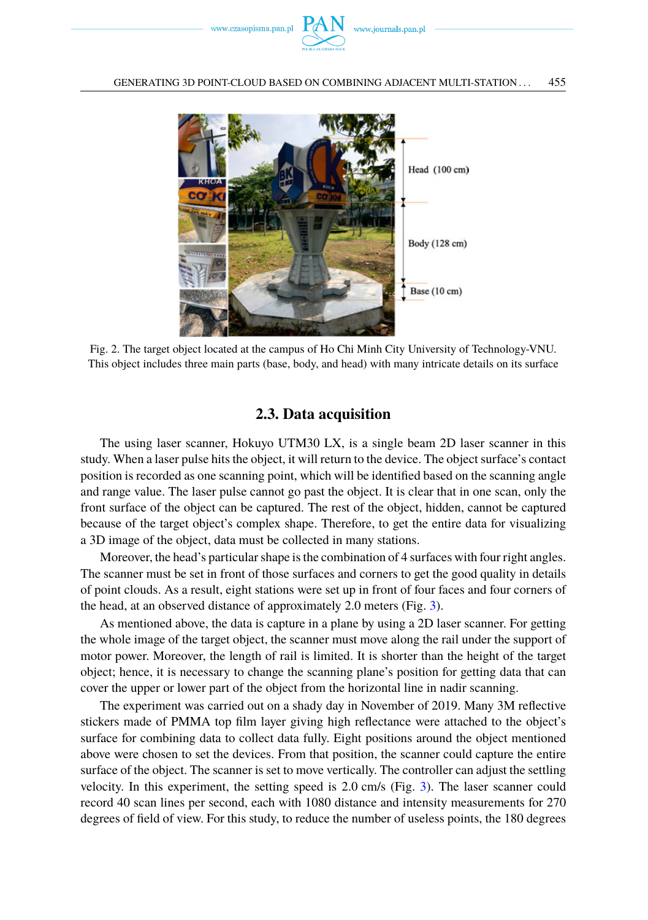Fig. 2. The target object located at the campus of Ho Chi Minh City University of Technology-VNU. This object includes three main parts (base, body, and head) with many intricate details on its surface

## 2.3. Data acquisition

The using laser scanner, Hokuyo UTM30 LX, is a single beam 2D laser scanner in this study. When a laser pulse hits the object, it will return to the device. The object surface's contact position is recorded as one scanning point, which will be identified based on the scanning angle and range value. The laser pulse cannot go past the object. It is clear that in one scan, only the front surface of the object can be captured. The rest of the object, hidden, cannot be captured because of the target object's complex shape. Therefore, to get the entire data for visualizing a 3D image of the object, data must be collected in many stations.

Moreover, the head's particular shape is the combination of 4 surfaces with four right angles. The scanner must be set in front of those surfaces and corners to get the good quality in details of point clouds. As a result, eight stations were set up in front of four faces and four corners of the head, at an observed distance of approximately 2.0 meters (Fig. 3).

As mentioned above, the data is capture in a plane by using a 2D laser scanner. For getting the whole image of the target object, the scanner must move along the rail under the support of motor power. Moreover, the length of rail is limited. It is shorter than the height of the target object; hence, it is necessary to change the scanning plane's position for getting data that can cover the upper or lower part of the object from the horizontal line in nadir scanning.

The experiment was carried out on a shady day in November of 2019. Many 3M reflective stickers made of PMMA top film layer giving high reflectance were attached to the object's surface for combining data to collect data fully. Eight positions around the object mentioned above were chosen to set the devices. From that position, the scanner could capture the entire surface of the object. The scanner is set to move vertically. The controller can adjust the settling velocity. In this experiment, the setting speed is 2.0 cm/s (Fig. 3). The laser scanner could record 40 scan lines per second, each with 1080 distance and intensity measurements for 270 degrees of field of view. For this study, to reduce the number of useless points, the 180 degrees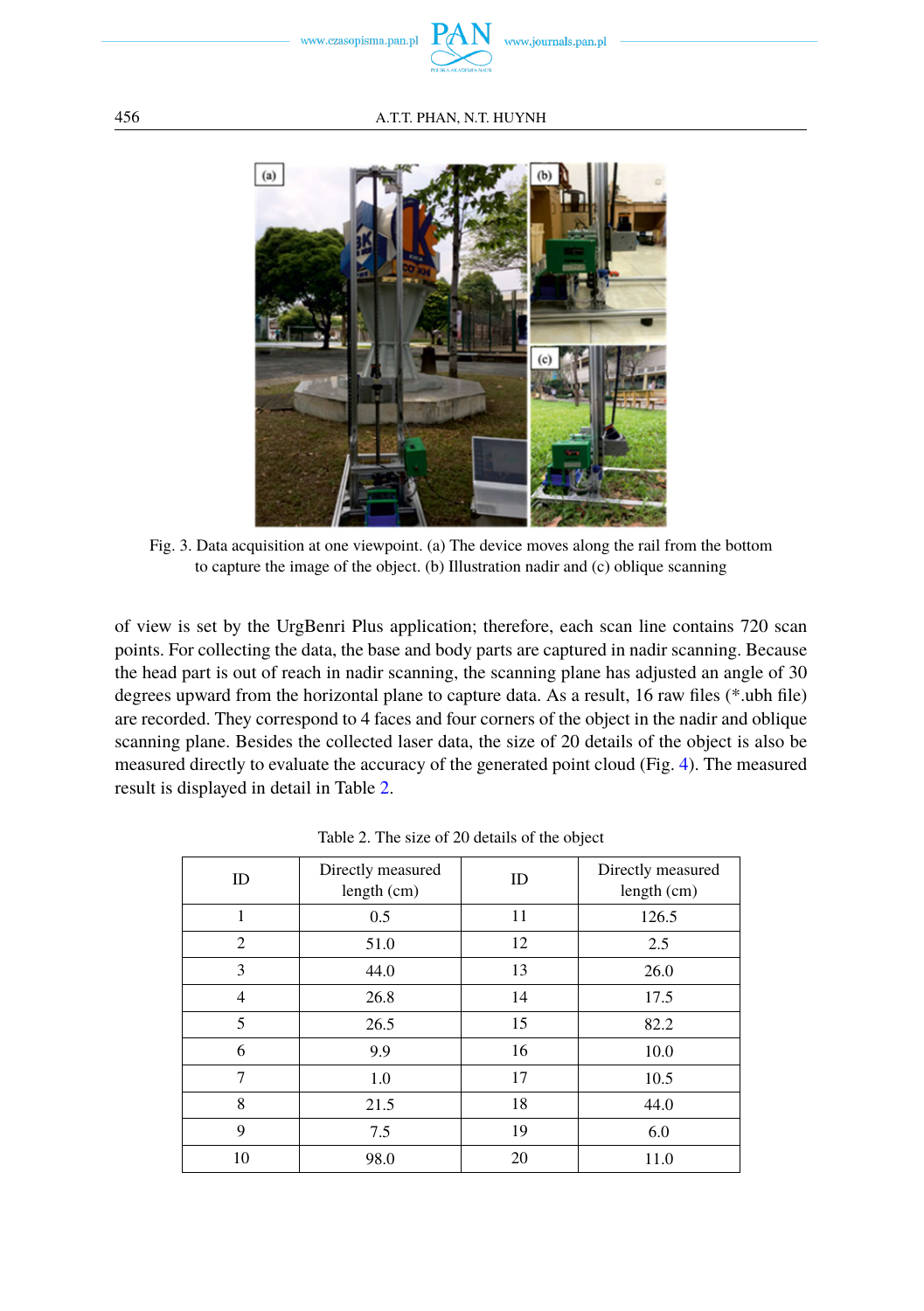Fig. 3. Data acquisition at one viewpoint. (a) The device moves along the rail from the bottom to capture the image of the object. (b) Illustration nadir and (c) oblique scanning

of view is set by the UrgBenri Plus application; therefore, each scan line contains 720 scan points. For collecting the data, the base and body parts are captured in nadir scanning. Because the head part is out of reach in nadir scanning, the scanning plane has adjusted an angle of 30 degrees upward from the horizontal plane to capture data. As a result, 16 raw files (*.ubh file) are recorded. They correspond to 4 faces and four corners of the object in the nadir and oblique scanning plane. Besides the collected laser data, the size of 20 details of the object is also be measured directly to evaluate the accuracy of the generated point cloud (Fig. 4). The measured result is displayed in detail in Table 2.

Table 2. The size of 20 details of the object

| ID | Directly measured length (cm) | ID | Directly measured length (cm) |
|---|---|---|---|
| 1 | 0.5 | 11 | 126.5 |
| 2 | 51.0 | 12 | 2.5 |
| 3 | 44.0 | 13 | 26.0 |
| 4 | 26.8 | 14 | 17.5 |
| 5 | 26.5 | 15 | 82.2 |
| 6 | 9.9 | 16 | 10.0 |
| 7 | 1.0 | 17 | 10.5 |
| 8 | 21.5 | 18 | 44.0 |
| 9 | 7.5 | 19 | 6.0 |
| 10 | 98.0 | 20 | 11.0 |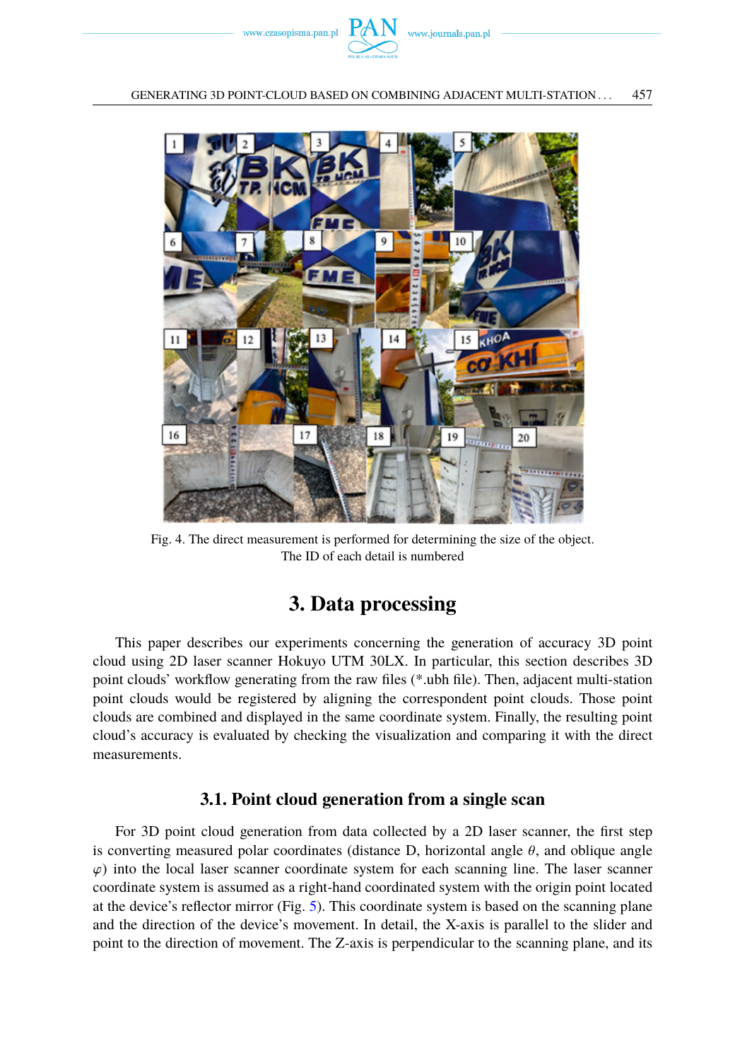Fig. 4. The direct measurement is performed for determining the size of the object. The ID of each detail is numbered

# 3. Data processing

This paper describes our experiments concerning the generation of accuracy 3D point cloud using 2D laser scanner Hokuyo UTM 30LX. In particular, this section describes 3D point clouds' workflow generating from the raw files (*.ubh file). Then, adjacent multi-station point clouds would be registered by aligning the correspondent point clouds. Those point clouds are combined and displayed in the same coordinate system. Finally, the resulting point cloud's accuracy is evaluated by checking the visualization and comparing it with the direct measurements.

## 3.1. Point cloud generation from a single scan

For 3D point cloud generation from data collected by a 2D laser scanner, the first step is converting measured polar coordinates (distance D, horizontal angle $\theta$, and oblique angle $\varphi$) into the local laser scanner coordinate system for each scanning line. The laser scanner coordinate system is assumed as a right-hand coordinated system with the origin point located at the device's reflector mirror (Fig. 5). This coordinate system is based on the scanning plane and the direction of the device's movement. In detail, the X-axis is parallel to the slider and point to the direction of movement. The Z-axis is perpendicular to the scanning plane, and its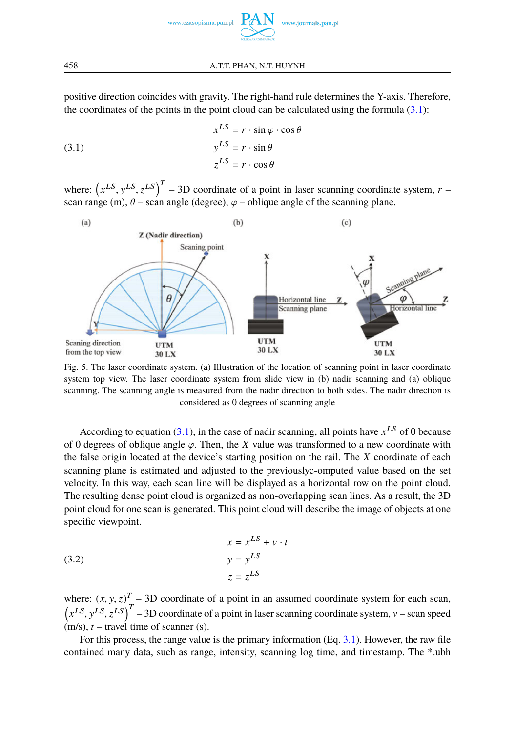positive direction coincides with gravity. The right-hand rule determines the Y-axis. Therefore, the coordinates of the points in the point cloud can be calculated using the formula (3.1):

$$
\begin{aligned}
x^{LS} &= r \cdot \sin\varphi \cdot \cos\theta \\
y^{LS} &= r \cdot \sin\theta \\
z^{LS} &= r \cdot \cos\theta
\end{aligned}
\tag{3.1}
$$

where: $\left(x^{LS}, y^{LS}, z^{LS}\right)^T$ – 3D coordinate of a point in laser scanning coordinate system, $r$ – scan range (m), $\theta$ – scan angle (degree), $\varphi$ – oblique angle of the scanning plane.

Fig. 5. The laser coordinate system. (a) Illustration of the location of scanning point in laser coordinate system top view. The laser coordinate system from slide view in (b) nadir scanning and (a) oblique scanning. The scanning angle is measured from the nadir direction to both sides. The nadir direction is considered as 0 degrees of scanning angle

According to equation (3.1), in the case of nadir scanning, all points have $x^{LS}$ of 0 because of 0 degrees of oblique angle $\varphi$. Then, the $X$ value was transformed to a new coordinate with the false origin located at the device's starting position on the rail. The $X$ coordinate of each scanning plane is estimated and adjusted to the previouslyc-computed value based on the set velocity. In this way, each scan line will be displayed as a horizontal row on the point cloud. The resulting dense point cloud is organized as non-overlapping scan lines. As a result, the 3D point cloud for one scan is generated. This point cloud will describe the image of objects at one specific viewpoint.

$$
\begin{aligned}
x &= x^{LS} + v \cdot t \\
y &= y^{LS} \\
z &= z^{LS}
\end{aligned}
\tag{3.2}
$$

where: $(x, y, z)^T$ – 3D coordinate of a point in an assumed coordinate system for each scan, $\left(x^{LS}, y^{LS}, z^{LS}\right)^T$ – 3D coordinate of a point in laser scanning coordinate system, $v$ – scan speed (m/s), $t$ – travel time of scanner (s).

For this process, the range value is the primary information (Eq. 3.1). However, the raw file contained many data, such as range, intensity, scanning log time, and timestamp. The *.ubh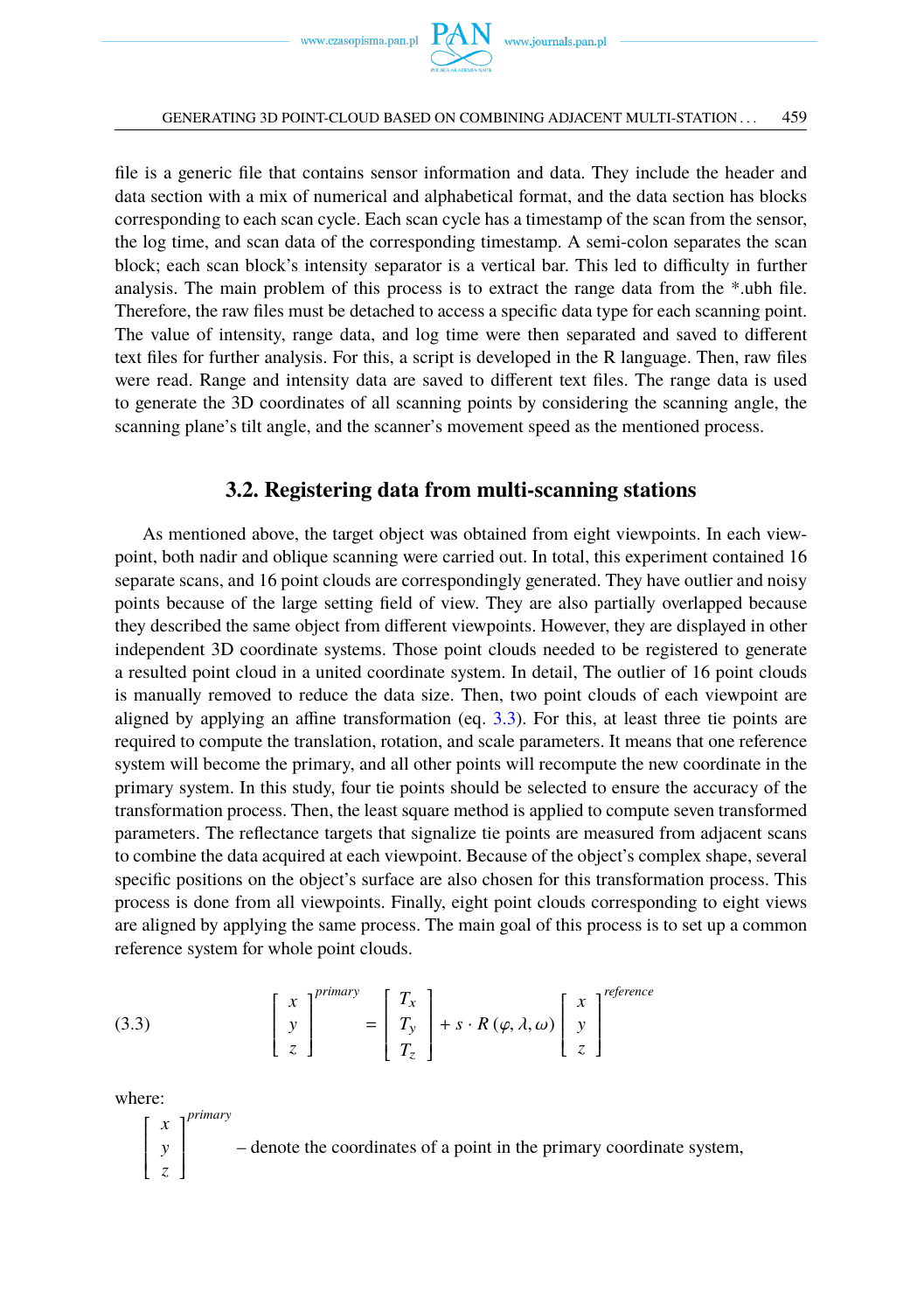file is a generic file that contains sensor information and data. They include the header and data section with a mix of numerical and alphabetical format, and the data section has blocks corresponding to each scan cycle. Each scan cycle has a timestamp of the scan from the sensor, the log time, and scan data of the corresponding timestamp. A semi-colon separates the scan block; each scan block's intensity separator is a vertical bar. This led to difficulty in further analysis. The main problem of this process is to extract the range data from the *.ubh file. Therefore, the raw files must be detached to access a specific data type for each scanning point. The value of intensity, range data, and log time were then separated and saved to different text files for further analysis. For this, a script is developed in the R language. Then, raw files were read. Range and intensity data are saved to different text files. The range data is used to generate the 3D coordinates of all scanning points by considering the scanning angle, the scanning plane's tilt angle, and the scanner's movement speed as the mentioned process.

### 3.2. Registering data from multi-scanning stations

As mentioned above, the target object was obtained from eight viewpoints. In each viewpoint, both nadir and oblique scanning were carried out. In total, this experiment contained 16 separate scans, and 16 point clouds are correspondingly generated. They have outlier and noisy points because of the large setting field of view. They are also partially overlapped because they described the same object from different viewpoints. However, they are displayed in other independent 3D coordinate systems. Those point clouds needed to be registered to generate a resulted point cloud in a united coordinate system. In detail, The outlier of 16 point clouds is manually removed to reduce the data size. Then, two point clouds of each viewpoint are aligned by applying an affine transformation (eq. 3.3). For this, at least three tie points are required to compute the translation, rotation, and scale parameters. It means that one reference system will become the primary, and all other points will recompute the new coordinate in the primary system. In this study, four tie points should be selected to ensure the accuracy of the transformation process. Then, the least square method is applied to compute seven transformed parameters. The reflectance targets that signalize tie points are measured from adjacent scans to combine the data acquired at each viewpoint. Because of the object's complex shape, several specific positions on the object's surface are also chosen for this transformation process. This process is done from all viewpoints. Finally, eight point clouds corresponding to eight views are aligned by applying the same process. The main goal of this process is to set up a common reference system for whole point clouds.

$$\begin{bmatrix} x \\ y \\ z \end{bmatrix}^{primary} = \begin{bmatrix} T_x \\ T_y \\ T_z \end{bmatrix} + s \cdot R(\varphi, \lambda, \omega) \begin{bmatrix} x \\ y \\ z \end{bmatrix}^{reference} \tag{3.3}$$

where:

$\begin{bmatrix} x \\ y \\ z \end{bmatrix}^{primary}$ – denote the coordinates of a point in the primary coordinate system,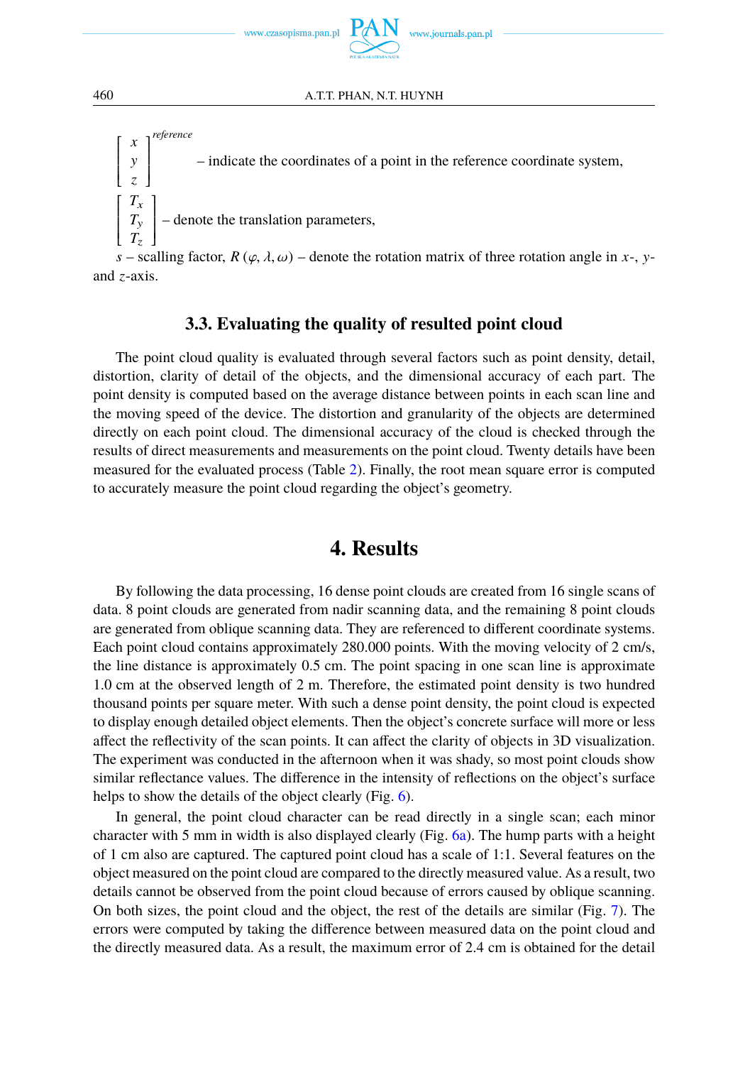$$\begin{bmatrix} x \\ y \\ z \end{bmatrix}^{reference}$$ – indicate the coordinates of a point in the reference coordinate system,

$$\begin{bmatrix} T_x \\ T_y \\ T_z \end{bmatrix}$$ – denote the translation parameters,

$s$ – scalling factor, $R(\varphi, \lambda, \omega)$ – denote the rotation matrix of three rotation angle in $x$-, $y$- and $z$-axis.

### 3.3. Evaluating the quality of resulted point cloud

The point cloud quality is evaluated through several factors such as point density, detail, distortion, clarity of detail of the objects, and the dimensional accuracy of each part. The point density is computed based on the average distance between points in each scan line and the moving speed of the device. The distortion and granularity of the objects are determined directly on each point cloud. The dimensional accuracy of the cloud is checked through the results of direct measurements and measurements on the point cloud. Twenty details have been measured for the evaluated process (Table 2). Finally, the root mean square error is computed to accurately measure the point cloud regarding the object's geometry.

## 4. Results

By following the data processing, 16 dense point clouds are created from 16 single scans of data. 8 point clouds are generated from nadir scanning data, and the remaining 8 point clouds are generated from oblique scanning data. They are referenced to different coordinate systems. Each point cloud contains approximately 280.000 points. With the moving velocity of 2 cm/s, the line distance is approximately 0.5 cm. The point spacing in one scan line is approximate 1.0 cm at the observed length of 2 m. Therefore, the estimated point density is two hundred thousand points per square meter. With such a dense point density, the point cloud is expected to display enough detailed object elements. Then the object's concrete surface will more or less affect the reflectivity of the scan points. It can affect the clarity of objects in 3D visualization. The experiment was conducted in the afternoon when it was shady, so most point clouds show similar reflectance values. The difference in the intensity of reflections on the object's surface helps to show the details of the object clearly (Fig. 6).

In general, the point cloud character can be read directly in a single scan; each minor character with 5 mm in width is also displayed clearly (Fig. 6a). The hump parts with a height of 1 cm also are captured. The captured point cloud has a scale of 1:1. Several features on the object measured on the point cloud are compared to the directly measured value. As a result, two details cannot be observed from the point cloud because of errors caused by oblique scanning. On both sizes, the point cloud and the object, the rest of the details are similar (Fig. 7). The errors were computed by taking the difference between measured data on the point cloud and the directly measured data. As a result, the maximum error of 2.4 cm is obtained for the detail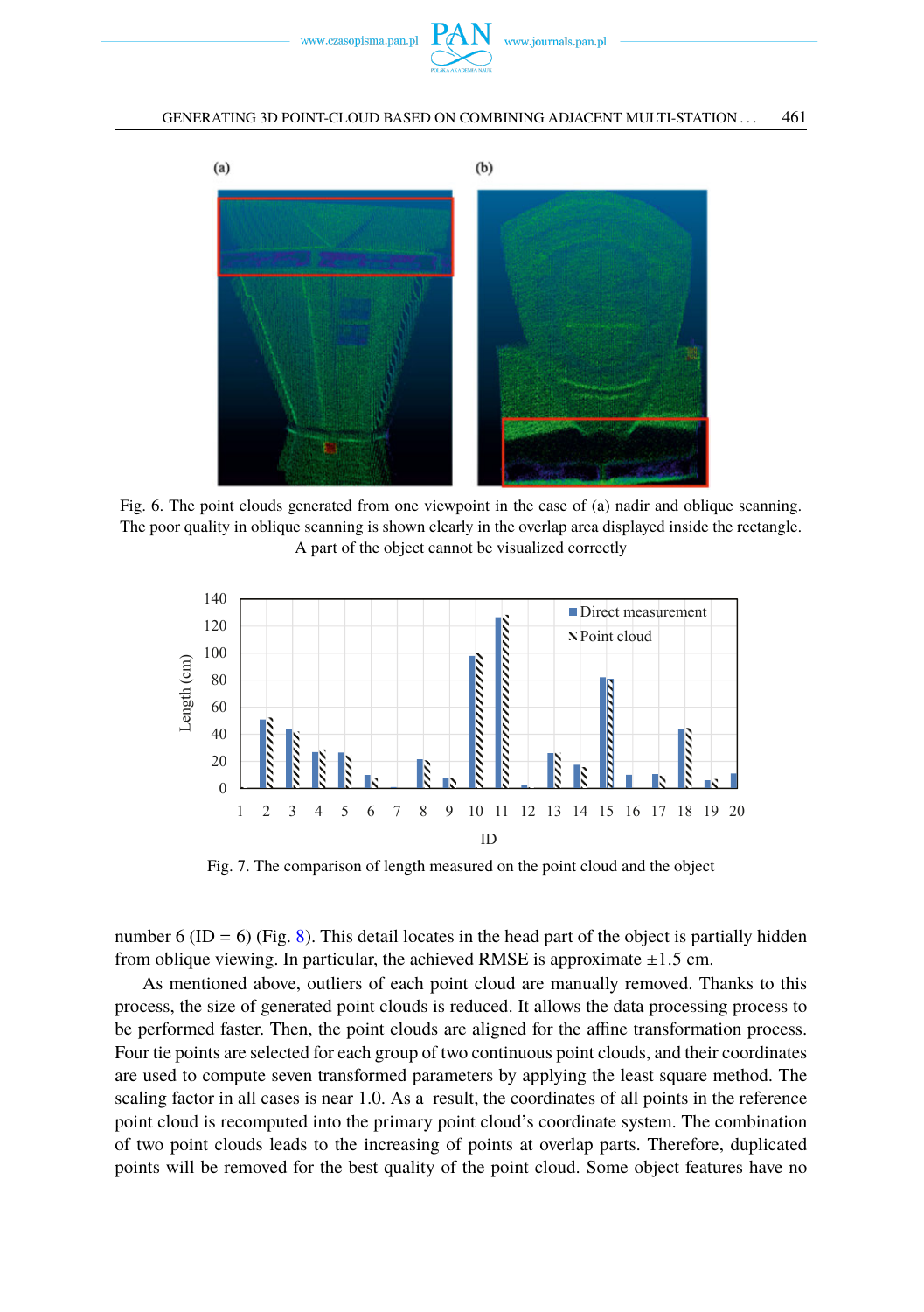Fig. 6. The point clouds generated from one viewpoint in the case of (a) nadir and oblique scanning. The poor quality in oblique scanning is shown clearly in the overlap area displayed inside the rectangle. A part of the object cannot be visualized correctly

Fig. 7. The comparison of length measured on the point cloud and the object

number 6 (ID = 6) (Fig. 8). This detail locates in the head part of the object is partially hidden from oblique viewing. In particular, the achieved RMSE is approximate $\pm 1.5$ cm.

As mentioned above, outliers of each point cloud are manually removed. Thanks to this process, the size of generated point clouds is reduced. It allows the data processing process to be performed faster. Then, the point clouds are aligned for the affine transformation process. Four tie points are selected for each group of two continuous point clouds, and their coordinates are used to compute seven transformed parameters by applying the least square method. The scaling factor in all cases is near 1.0. As a result, the coordinates of all points in the reference point cloud is recomputed into the primary point cloud's coordinate system. The combination of two point clouds leads to the increasing of points at overlap parts. Therefore, duplicated points will be removed for the best quality of the point cloud. Some object features have no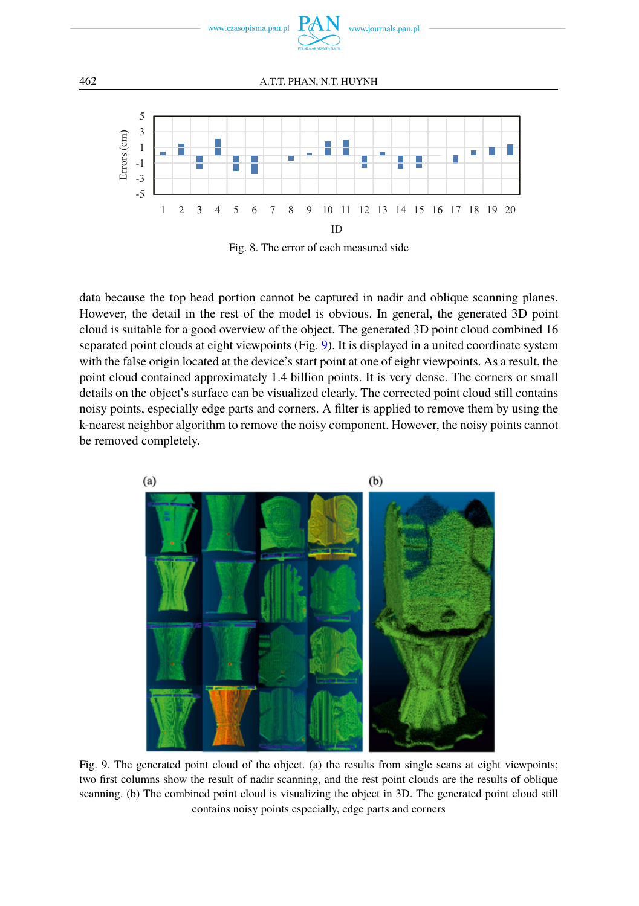Fig. 8. The error of each measured side

data because the top head portion cannot be captured in nadir and oblique scanning planes. However, the detail in the rest of the model is obvious. In general, the generated 3D point cloud is suitable for a good overview of the object. The generated 3D point cloud combined 16 separated point clouds at eight viewpoints (Fig. 9). It is displayed in a united coordinate system with the false origin located at the device's start point at one of eight viewpoints. As a result, the point cloud contained approximately 1.4 billion points. It is very dense. The corners or small details on the object's surface can be visualized clearly. The corrected point cloud still contains noisy points, especially edge parts and corners. A filter is applied to remove them by using the k-nearest neighbor algorithm to remove the noisy component. However, the noisy points cannot be removed completely.

Fig. 9. The generated point cloud of the object. (a) the results from single scans at eight viewpoints; two first columns show the result of nadir scanning, and the rest point clouds are the results of oblique scanning. (b) The combined point cloud is visualizing the object in 3D. The generated point cloud still contains noisy points especially, edge parts and corners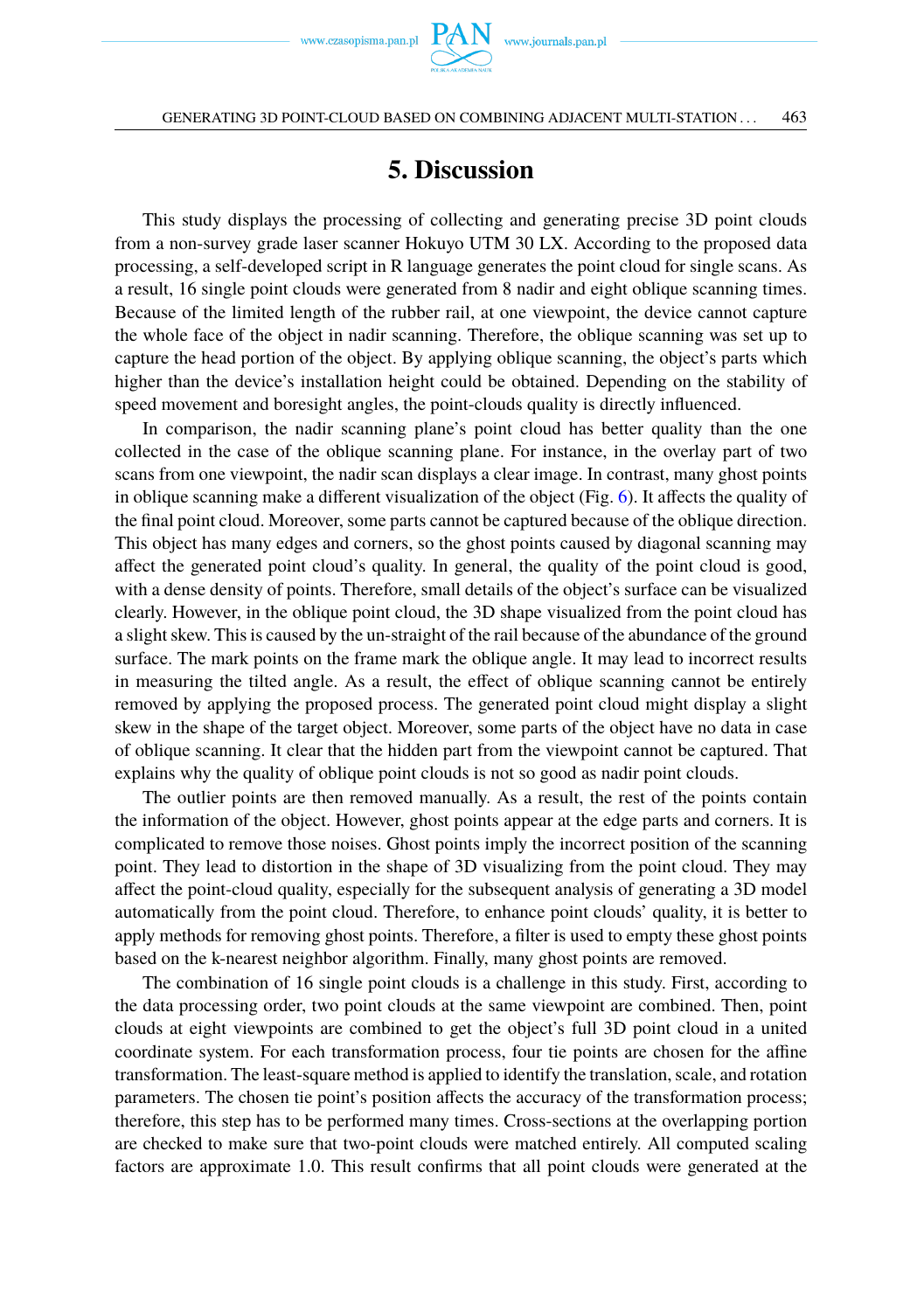# 5. Discussion

This study displays the processing of collecting and generating precise 3D point clouds from a non-survey grade laser scanner Hokuyo UTM 30 LX. According to the proposed data processing, a self-developed script in R language generates the point cloud for single scans. As a result, 16 single point clouds were generated from 8 nadir and eight oblique scanning times. Because of the limited length of the rubber rail, at one viewpoint, the device cannot capture the whole face of the object in nadir scanning. Therefore, the oblique scanning was set up to capture the head portion of the object. By applying oblique scanning, the object's parts which higher than the device's installation height could be obtained. Depending on the stability of speed movement and boresight angles, the point-clouds quality is directly influenced.

In comparison, the nadir scanning plane's point cloud has better quality than the one collected in the case of the oblique scanning plane. For instance, in the overlay part of two scans from one viewpoint, the nadir scan displays a clear image. In contrast, many ghost points in oblique scanning make a different visualization of the object (Fig. 6). It affects the quality of the final point cloud. Moreover, some parts cannot be captured because of the oblique direction. This object has many edges and corners, so the ghost points caused by diagonal scanning may affect the generated point cloud's quality. In general, the quality of the point cloud is good, with a dense density of points. Therefore, small details of the object's surface can be visualized clearly. However, in the oblique point cloud, the 3D shape visualized from the point cloud has a slight skew. This is caused by the un-straight of the rail because of the abundance of the ground surface. The mark points on the frame mark the oblique angle. It may lead to incorrect results in measuring the tilted angle. As a result, the effect of oblique scanning cannot be entirely removed by applying the proposed process. The generated point cloud might display a slight skew in the shape of the target object. Moreover, some parts of the object have no data in case of oblique scanning. It clear that the hidden part from the viewpoint cannot be captured. That explains why the quality of oblique point clouds is not so good as nadir point clouds.

The outlier points are then removed manually. As a result, the rest of the points contain the information of the object. However, ghost points appear at the edge parts and corners. It is complicated to remove those noises. Ghost points imply the incorrect position of the scanning point. They lead to distortion in the shape of 3D visualizing from the point cloud. They may affect the point-cloud quality, especially for the subsequent analysis of generating a 3D model automatically from the point cloud. Therefore, to enhance point clouds' quality, it is better to apply methods for removing ghost points. Therefore, a filter is used to empty these ghost points based on the k-nearest neighbor algorithm. Finally, many ghost points are removed.

The combination of 16 single point clouds is a challenge in this study. First, according to the data processing order, two point clouds at the same viewpoint are combined. Then, point clouds at eight viewpoints are combined to get the object's full 3D point cloud in a united coordinate system. For each transformation process, four tie points are chosen for the affine transformation. The least-square method is applied to identify the translation, scale, and rotation parameters. The chosen tie point's position affects the accuracy of the transformation process; therefore, this step has to be performed many times. Cross-sections at the overlapping portion are checked to make sure that two-point clouds were matched entirely. All computed scaling factors are approximate 1.0. This result confirms that all point clouds were generated at the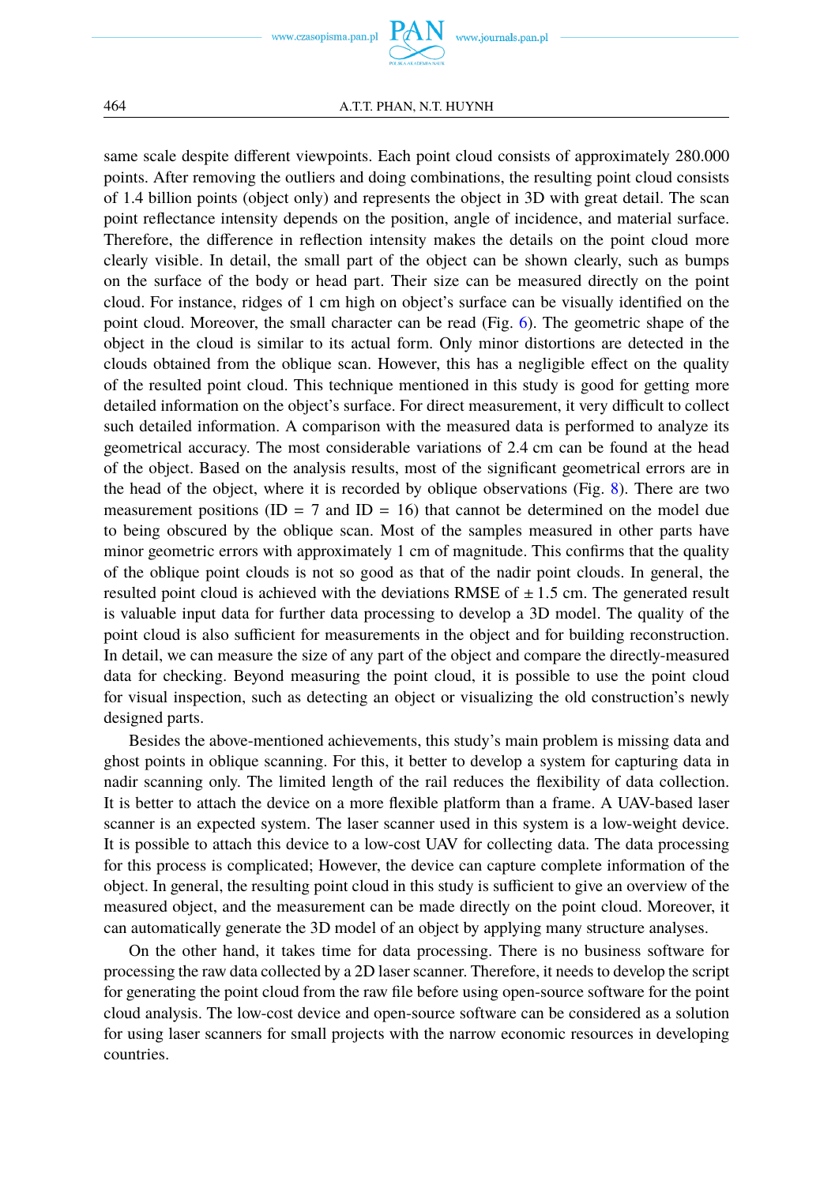same scale despite different viewpoints. Each point cloud consists of approximately 280.000 points. After removing the outliers and doing combinations, the resulting point cloud consists of 1.4 billion points (object only) and represents the object in 3D with great detail. The scan point reflectance intensity depends on the position, angle of incidence, and material surface. Therefore, the difference in reflection intensity makes the details on the point cloud more clearly visible. In detail, the small part of the object can be shown clearly, such as bumps on the surface of the body or head part. Their size can be measured directly on the point cloud. For instance, ridges of 1 cm high on object's surface can be visually identified on the point cloud. Moreover, the small character can be read (Fig. 6). The geometric shape of the object in the cloud is similar to its actual form. Only minor distortions are detected in the clouds obtained from the oblique scan. However, this has a negligible effect on the quality of the resulted point cloud. This technique mentioned in this study is good for getting more detailed information on the object's surface. For direct measurement, it very difficult to collect such detailed information. A comparison with the measured data is performed to analyze its geometrical accuracy. The most considerable variations of 2.4 cm can be found at the head of the object. Based on the analysis results, most of the significant geometrical errors are in the head of the object, where it is recorded by oblique observations (Fig. 8). There are two measurement positions (ID = 7 and ID = 16) that cannot be determined on the model due to being obscured by the oblique scan. Most of the samples measured in other parts have minor geometric errors with approximately 1 cm of magnitude. This confirms that the quality of the oblique point clouds is not so good as that of the nadir point clouds. In general, the resulted point cloud is achieved with the deviations RMSE of $\pm$ 1.5 cm. The generated result is valuable input data for further data processing to develop a 3D model. The quality of the point cloud is also sufficient for measurements in the object and for building reconstruction. In detail, we can measure the size of any part of the object and compare the directly-measured data for checking. Beyond measuring the point cloud, it is possible to use the point cloud for visual inspection, such as detecting an object or visualizing the old construction's newly designed parts.

Besides the above-mentioned achievements, this study's main problem is missing data and ghost points in oblique scanning. For this, it better to develop a system for capturing data in nadir scanning only. The limited length of the rail reduces the flexibility of data collection. It is better to attach the device on a more flexible platform than a frame. A UAV-based laser scanner is an expected system. The laser scanner used in this system is a low-weight device. It is possible to attach this device to a low-cost UAV for collecting data. The data processing for this process is complicated; However, the device can capture complete information of the object. In general, the resulting point cloud in this study is sufficient to give an overview of the measured object, and the measurement can be made directly on the point cloud. Moreover, it can automatically generate the 3D model of an object by applying many structure analyses.

On the other hand, it takes time for data processing. There is no business software for processing the raw data collected by a 2D laser scanner. Therefore, it needs to develop the script for generating the point cloud from the raw file before using open-source software for the point cloud analysis. The low-cost device and open-source software can be considered as a solution for using laser scanners for small projects with the narrow economic resources in developing countries.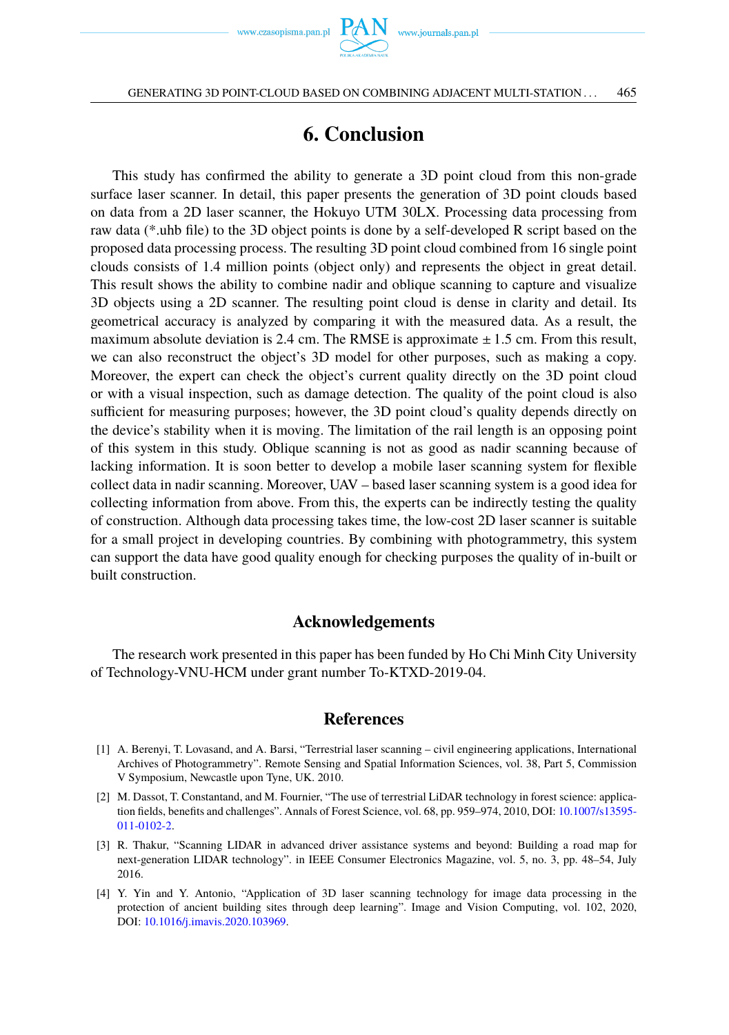## 6. Conclusion

This study has confirmed the ability to generate a 3D point cloud from this non-grade surface laser scanner. In detail, this paper presents the generation of 3D point clouds based on data from a 2D laser scanner, the Hokuyo UTM 30LX. Processing data processing from raw data (*.uhb file) to the 3D object points is done by a self-developed R script based on the proposed data processing process. The resulting 3D point cloud combined from 16 single point clouds consists of 1.4 million points (object only) and represents the object in great detail. This result shows the ability to combine nadir and oblique scanning to capture and visualize 3D objects using a 2D scanner. The resulting point cloud is dense in clarity and detail. Its geometrical accuracy is analyzed by comparing it with the measured data. As a result, the maximum absolute deviation is 2.4 cm. The RMSE is approximate ± 1.5 cm. From this result, we can also reconstruct the object's 3D model for other purposes, such as making a copy. Moreover, the expert can check the object's current quality directly on the 3D point cloud or with a visual inspection, such as damage detection. The quality of the point cloud is also sufficient for measuring purposes; however, the 3D point cloud's quality depends directly on the device's stability when it is moving. The limitation of the rail length is an opposing point of this system in this study. Oblique scanning is not as good as nadir scanning because of lacking information. It is soon better to develop a mobile laser scanning system for flexible collect data in nadir scanning. Moreover, UAV – based laser scanning system is a good idea for collecting information from above. From this, the experts can be indirectly testing the quality of construction. Although data processing takes time, the low-cost 2D laser scanner is suitable for a small project in developing countries. By combining with photogrammetry, this system can support the data have good quality enough for checking purposes the quality of in-built or built construction.

## Acknowledgements

The research work presented in this paper has been funded by Ho Chi Minh City University of Technology-VNU-HCM under grant number To-KTXD-2019-04.

## References

[1] A. Berenyi, T. Lovasand, and A. Barsi, "Terrestrial laser scanning – civil engineering applications, International Archives of Photogrammetry". Remote Sensing and Spatial Information Sciences, vol. 38, Part 5, Commission V Symposium, Newcastle upon Tyne, UK. 2010.

[2] M. Dassot, T. Constantand, and M. Fournier, "The use of terrestrial LiDAR technology in forest science: application fields, benefits and challenges". Annals of Forest Science, vol. 68, pp. 959–974, 2010, DOI: 10.1007/s13595-011-0102-2.

[3] R. Thakur, "Scanning LIDAR in advanced driver assistance systems and beyond: Building a road map for next-generation LIDAR technology". in IEEE Consumer Electronics Magazine, vol. 5, no. 3, pp. 48–54, July 2016.

[4] Y. Yin and Y. Antonio, "Application of 3D laser scanning technology for image data processing in the protection of ancient building sites through deep learning". Image and Vision Computing, vol. 102, 2020, DOI: 10.1016/j.imavis.2020.103969.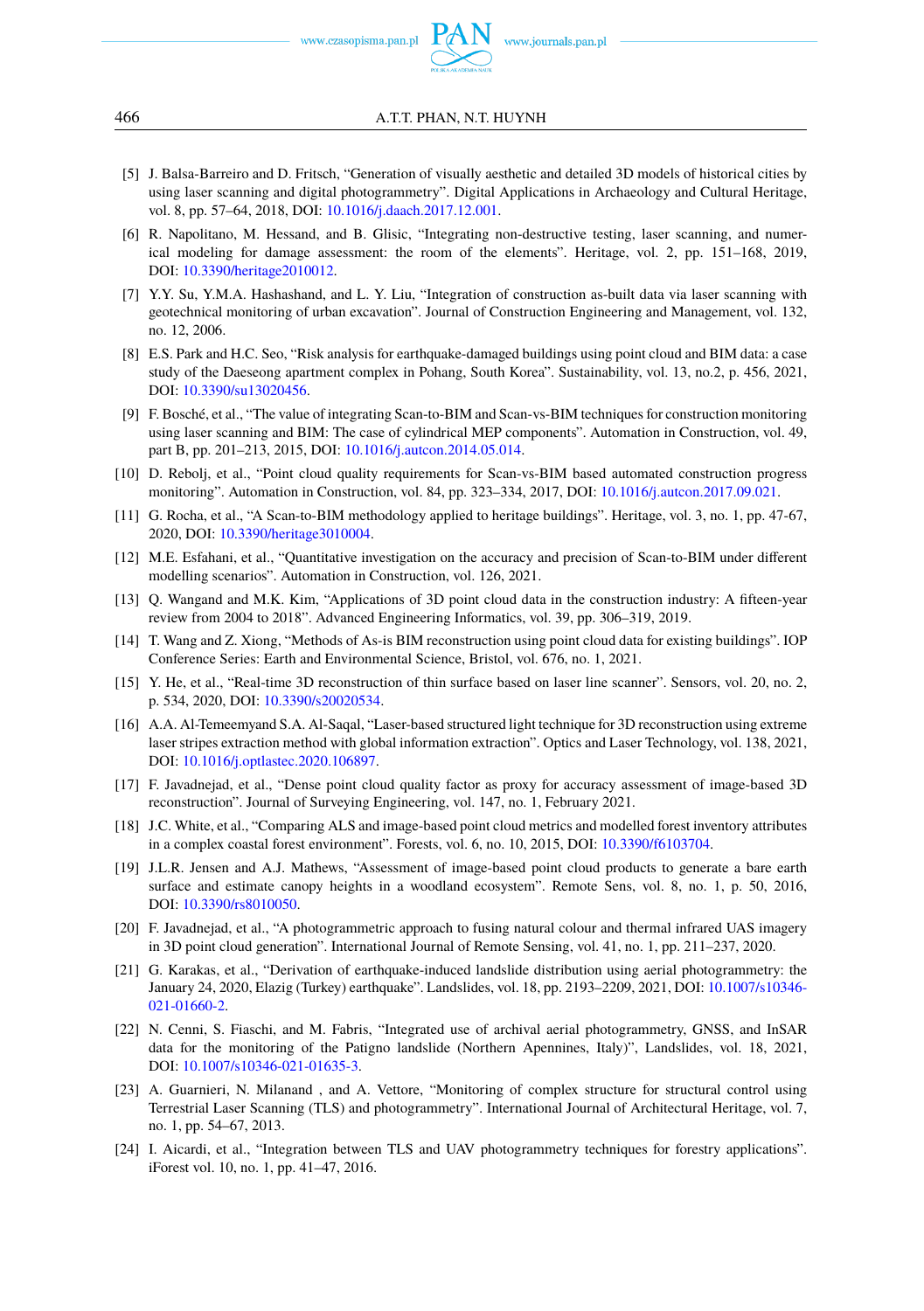[5] J. Balsa-Barreiro and D. Fritsch, "Generation of visually aesthetic and detailed 3D models of historical cities by using laser scanning and digital photogrammetry". Digital Applications in Archaeology and Cultural Heritage, vol. 8, pp. 57–64, 2018, DOI: 10.1016/j.daach.2017.12.001.

[6] R. Napolitano, M. Hessand, and B. Glisic, "Integrating non-destructive testing, laser scanning, and numerical modeling for damage assessment: the room of the elements". Heritage, vol. 2, pp. 151–168, 2019, DOI: 10.3390/heritage2010012.

[7] Y.Y. Su, Y.M.A. Hashashand, and L. Y. Liu, "Integration of construction as-built data via laser scanning with geotechnical monitoring of urban excavation". Journal of Construction Engineering and Management, vol. 132, no. 12, 2006.

[8] E.S. Park and H.C. Seo, "Risk analysis for earthquake-damaged buildings using point cloud and BIM data: a case study of the Daeseong apartment complex in Pohang, South Korea". Sustainability, vol. 13, no.2, p. 456, 2021, DOI: 10.3390/su13020456.

[9] F. Bosché, et al., "The value of integrating Scan-to-BIM and Scan-vs-BIM techniques for construction monitoring using laser scanning and BIM: The case of cylindrical MEP components". Automation in Construction, vol. 49, part B, pp. 201–213, 2015, DOI: 10.1016/j.autcon.2014.05.014.

[10] D. Rebolj, et al., "Point cloud quality requirements for Scan-vs-BIM based automated construction progress monitoring". Automation in Construction, vol. 84, pp. 323–334, 2017, DOI: 10.1016/j.autcon.2017.09.021.

[11] G. Rocha, et al., "A Scan-to-BIM methodology applied to heritage buildings". Heritage, vol. 3, no. 1, pp. 47-67, 2020, DOI: 10.3390/heritage3010004.

[12] M.E. Esfahani, et al., "Quantitative investigation on the accuracy and precision of Scan-to-BIM under different modelling scenarios". Automation in Construction, vol. 126, 2021.

[13] Q. Wangand and M.K. Kim, "Applications of 3D point cloud data in the construction industry: A fifteen-year review from 2004 to 2018". Advanced Engineering Informatics, vol. 39, pp. 306–319, 2019.

[14] T. Wang and Z. Xiong, "Methods of As-is BIM reconstruction using point cloud data for existing buildings". IOP Conference Series: Earth and Environmental Science, Bristol, vol. 676, no. 1, 2021.

[15] Y. He, et al., "Real-time 3D reconstruction of thin surface based on laser line scanner". Sensors, vol. 20, no. 2, p. 534, 2020, DOI: 10.3390/s20020534.

[16] A.A. Al-Temeemyand S.A. Al-Saqal, "Laser-based structured light technique for 3D reconstruction using extreme laser stripes extraction method with global information extraction". Optics and Laser Technology, vol. 138, 2021, DOI: 10.1016/j.optlastec.2020.106897.

[17] F. Javadnejad, et al., "Dense point cloud quality factor as proxy for accuracy assessment of image-based 3D reconstruction". Journal of Surveying Engineering, vol. 147, no. 1, February 2021.

[18] J.C. White, et al., "Comparing ALS and image-based point cloud metrics and modelled forest inventory attributes in a complex coastal forest environment". Forests, vol. 6, no. 10, 2015, DOI: 10.3390/f6103704.

[19] J.L.R. Jensen and A.J. Mathews, "Assessment of image-based point cloud products to generate a bare earth surface and estimate canopy heights in a woodland ecosystem". Remote Sens, vol. 8, no. 1, p. 50, 2016, DOI: 10.3390/rs8010050.

[20] F. Javadnejad, et al., "A photogrammetric approach to fusing natural colour and thermal infrared UAS imagery in 3D point cloud generation". International Journal of Remote Sensing, vol. 41, no. 1, pp. 211–237, 2020.

[21] G. Karakas, et al., "Derivation of earthquake-induced landslide distribution using aerial photogrammetry: the January 24, 2020, Elazig (Turkey) earthquake". Landslides, vol. 18, pp. 2193–2209, 2021, DOI: 10.1007/s10346-021-01660-2.

[22] N. Cenni, S. Fiaschi, and M. Fabris, "Integrated use of archival aerial photogrammetry, GNSS, and InSAR data for the monitoring of the Patigno landslide (Northern Apennines, Italy)", Landslides, vol. 18, 2021, DOI: 10.1007/s10346-021-01635-3.

[23] A. Guarnieri, N. Milanand , and A. Vettore, "Monitoring of complex structure for structural control using Terrestrial Laser Scanning (TLS) and photogrammetry". International Journal of Architectural Heritage, vol. 7, no. 1, pp. 54–67, 2013.

[24] I. Aicardi, et al., "Integration between TLS and UAV photogrammetry techniques for forestry applications". iForest vol. 10, no. 1, pp. 41–47, 2016.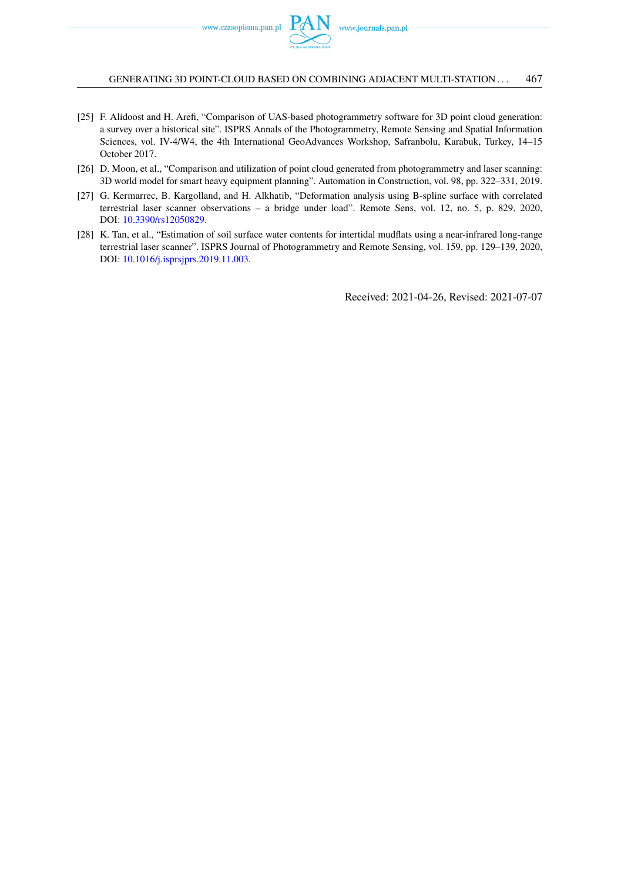[25] F. Alidoost and H. Arefi, “Comparison of UAS-based photogrammetry software for 3D point cloud generation: a survey over a historical site”. ISPRS Annals of the Photogrammetry, Remote Sensing and Spatial Information Sciences, vol. IV-4/W4, the 4th International GeoAdvances Workshop, Safranbolu, Karabuk, Turkey, 14–15 October 2017.

[26] D. Moon, et al., “Comparison and utilization of point cloud generated from photogrammetry and laser scanning: 3D world model for smart heavy equipment planning”. Automation in Construction, vol. 98, pp. 322–331, 2019.

[27] G. Kermarrec, B. Kargolland, and H. Alkhatib, “Deformation analysis using B-spline surface with correlated terrestrial laser scanner observations – a bridge under load”. Remote Sens, vol. 12, no. 5, p. 829, 2020, DOI: 10.3390/rs12050829.

[28] K. Tan, et al., “Estimation of soil surface water contents for intertidal mudflats using a near-infrared long-range terrestrial laser scanner”. ISPRS Journal of Photogrammetry and Remote Sensing, vol. 159, pp. 129–139, 2020, DOI: 10.1016/j.isprsjprs.2019.11.003.

Received: 2021-04-26, Revised: 2021-07-07